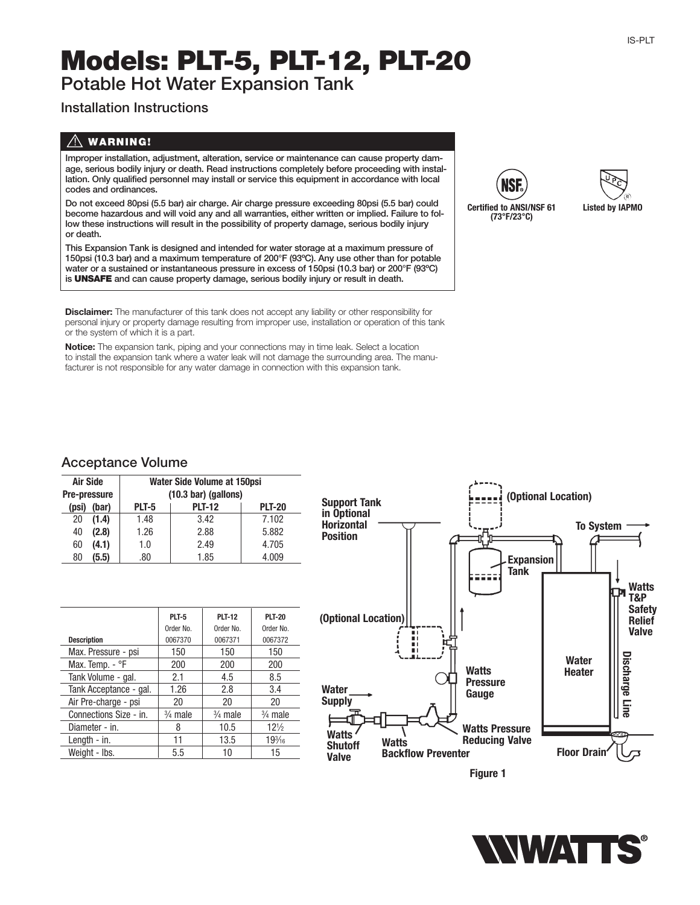# Models: PLT-5, PLT-12, PLT-20

## Potable Hot Water Expansion Tank

### Installation Instructions

> ⚠ **WARNING!**
>
> **Improper installation, adjustment, alteration, service or maintenance can cause property damage, serious bodily injury or death. Read instructions completely before proceeding with installation. Only qualified personnel may install or service this equipment in accordance with local codes and ordinances.**
>
> **Do not exceed 80psi (5.5 bar) air charge. Air charge pressure exceeding 80psi (5.5 bar) could become hazardous and will void any and all warranties, either written or implied. Failure to follow these instructions will result in the possibility of property damage, serious bodily injury or death.**
>
> **This Expansion Tank is designed and intended for water storage at a maximum pressure of 150psi (10.3 bar) and a maximum temperature of 200°F (93ºC). Any use other than for potable water or a sustained or instantaneous pressure in excess of 150psi (10.3 bar) or 200°F (93ºC) is UNSAFE and can cause property damage, serious bodily injury or result in death.**

**Certified to ANSI/NSF 61 (73°F/23°C)**

**Listed by IAPMO**

**Disclaimer:** The manufacturer of this tank does not accept any liability or other responsibility for personal injury or property damage resulting from improper use, installation or operation of this tank or the system of which it is a part.

**Notice:** The expansion tank, piping and your connections may in time leak. Select a location to install the expansion tank where a water leak will not damage the surrounding area. The manufacturer is not responsible for any water damage in connection with this expansion tank.

## Acceptance Volume

| Air Side Pre-pressure | | Water Side Volume at 150psi (10.3 bar) (gallons) | | |
|---|---|---|---|---|
| (psi) | (bar) | PLT-5 | PLT-12 | PLT-20 |
| 20 | (1.4) | 1.48 | 3.42 | 7.102 |
| 40 | (2.8) | 1.26 | 2.88 | 5.882 |
| 60 | (4.1) | 1.0 | 2.49 | 4.705 |
| 80 | (5.5) | .80 | 1.85 | 4.009 |

| Description | PLT-5 Order No. 0067370 | PLT-12 Order No. 0067371 | PLT-20 Order No. 0067372 |
|---|---|---|---|
| Max. Pressure - psi | 150 | 150 | 150 |
| Max. Temp. - °F | 200 | 200 | 200 |
| Tank Volume - gal. | 2.1 | 4.5 | 8.5 |
| Tank Acceptance - gal. | 1.26 | 2.8 | 3.4 |
| Air Pre-charge - psi | 20 | 20 | 20 |
| Connections Size - in. | ¾ male | ¾ male | ¾ male |
| Diameter - in. | 8 | 10.5 | 12½ |
| Length - in. | 11 | 13.5 | 19³⁄₁₆ |
| Weight - lbs. | 5.5 | 10 | 15 |

Support Tank in Optional Horizontal Position — (Optional Location) — To System — Expansion Tank — Watts T&P Safety Relief Valve — (Optional Location) — Water Heater — Discharge Line — Watts Pressure Gauge — Water Supply — Watts Pressure Reducing Valve — Watts Shutoff Valve — Watts Backflow Preventer — Floor Drain

**Figure 1**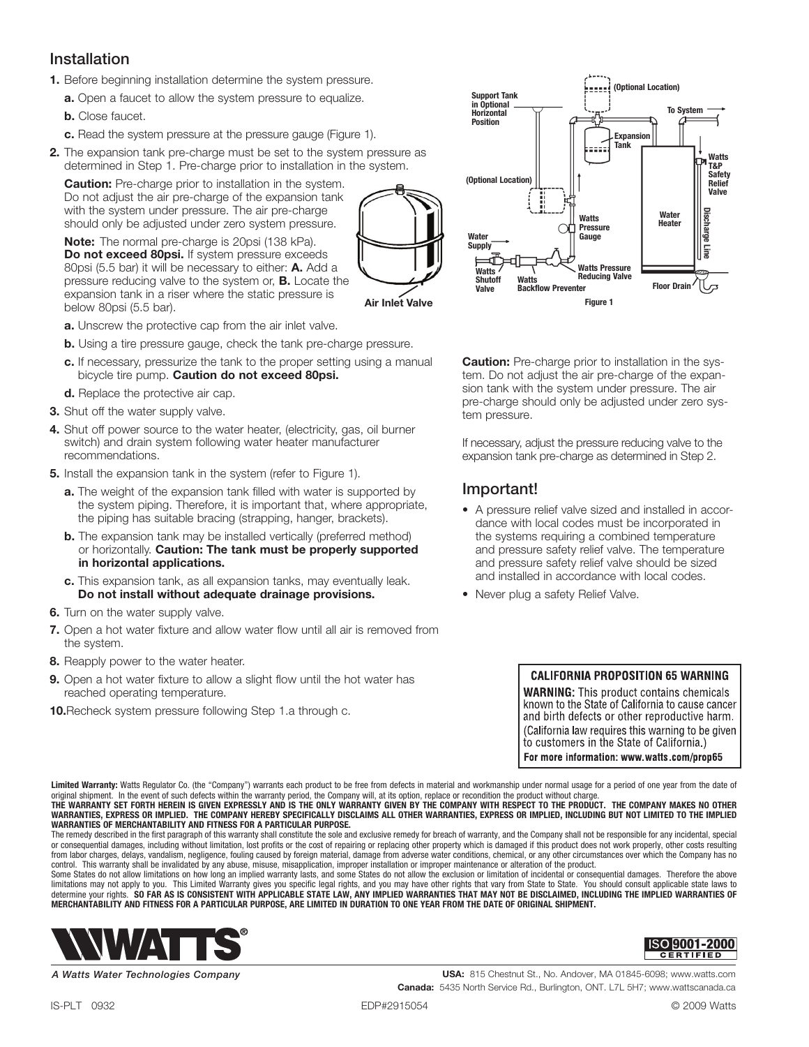## Installation

1. Before beginning installation determine the system pressure.
   - **a.** Open a faucet to allow the system pressure to equalize.
   - **b.** Close faucet.
   - **c.** Read the system pressure at the pressure gauge (Figure 1).
2. The expansion tank pre-charge must be set to the system pressure as determined in Step 1. Pre-charge prior to installation in the system.

   **Caution:** Pre-charge prior to installation in the system. Do not adjust the air pre-charge of the expansion tank with the system under pressure. The air pre-charge should only be adjusted under zero system pressure.

   **Note:** The normal pre-charge is 20psi (138 kPa). **Do not exceed 80psi.** If system pressure exceeds 80psi (5.5 bar) it will be necessary to either: **A.** Add a pressure reducing valve to the system or, **B.** Locate the expansion tank in a riser where the static pressure is below 80psi (5.5 bar).

   Air Inlet Valve

   - **a.** Unscrew the protective cap from the air inlet valve.
   - **b.** Using a tire pressure gauge, check the tank pre-charge pressure.
   - **c.** If necessary, pressurize the tank to the proper setting using a manual bicycle tire pump. **Caution do not exceed 80psi.**
   - **d.** Replace the protective air cap.
3. Shut off the water supply valve.
4. Shut off power source to the water heater, (electricity, gas, oil burner switch) and drain system following water heater manufacturer recommendations.
5. Install the expansion tank in the system (refer to Figure 1).
   - **a.** The weight of the expansion tank filled with water is supported by the system piping. Therefore, it is important that, where appropriate, the piping has suitable bracing (strapping, hanger, brackets).
   - **b.** The expansion tank may be installed vertically (preferred method) or horizontally. **Caution: The tank must be properly supported in horizontal applications.**
   - **c.** This expansion tank, as all expansion tanks, may eventually leak. **Do not install without adequate drainage provisions.**
6. Turn on the water supply valve.
7. Open a hot water fixture and allow water flow until all air is removed from the system.
8. Reapply power to the water heater.
9. Open a hot water fixture to allow a slight flow until the hot water has reached operating temperature.
10. Recheck system pressure following Step 1.a through c.

(Optional Location)
Support Tank in Optional Horizontal Position
To System
Expansion Tank
Watts T&P Safety Relief Valve
(Optional Location)
Water Heater
Watts Pressure Gauge
Discharge Line
Water Supply
Watts Pressure Reducing Valve
Watts Shutoff Valve
Watts Backflow Preventer
Floor Drain

Figure 1

**Caution:** Pre-charge prior to installation in the system. Do not adjust the air pre-charge of the expansion tank with the system under pressure. The air pre-charge should only be adjusted under zero system pressure.

If necessary, adjust the pressure reducing valve to the expansion tank pre-charge as determined in Step 2.

## Important!

- A pressure relief valve sized and installed in accordance with local codes must be incorporated in the systems requiring a combined temperature and pressure safety relief valve. The temperature and pressure safety relief valve should be sized and installed in accordance with local codes.
- Never plug a safety Relief Valve.

**CALIFORNIA PROPOSITION 65 WARNING**

**WARNING:** This product contains chemicals known to the State of California to cause cancer and birth defects or other reproductive harm. (California law requires this warning to be given to customers in the State of California.)

**For more information: www.watts.com/prop65**

**Limited Warranty:** Watts Regulator Co. (the "Company") warrants each product to be free from defects in material and workmanship under normal usage for a period of one year from the date of original shipment. In the event of such defects within the warranty period, the Company will, at its option, replace or recondition the product without charge.

**THE WARRANTY SET FORTH HEREIN IS GIVEN EXPRESSLY AND IS THE ONLY WARRANTY GIVEN BY THE COMPANY WITH RESPECT TO THE PRODUCT. THE COMPANY MAKES NO OTHER WARRANTIES, EXPRESS OR IMPLIED. THE COMPANY HEREBY SPECIFICALLY DISCLAIMS ALL OTHER WARRANTIES, EXPRESS OR IMPLIED, INCLUDING BUT NOT LIMITED TO THE IMPLIED WARRANTIES OF MERCHANTABILITY AND FITNESS FOR A PARTICULAR PURPOSE.**

The remedy described in the first paragraph of this warranty shall constitute the sole and exclusive remedy for breach of warranty, and the Company shall not be responsible for any incidental, special or consequential damages, including without limitation, lost profits or the cost of repairing or replacing other property which is damaged if this product does not work properly, other costs resulting from labor charges, delays, vandalism, negligence, fouling caused by foreign material, damage from adverse water conditions, chemical, or any other circumstances over which the Company has no control. This warranty shall be invalidated by any abuse, misuse, misapplication, improper installation or improper maintenance or alteration of the product.

Some States do not allow limitations on how long an implied warranty lasts, and some States do not allow the exclusion or limitation of incidental or consequential damages. Therefore the above limitations may not apply to you. This Limited Warranty gives you specific legal rights, and you may have other rights that vary from State to State. You should consult applicable state laws to determine your rights. **SO FAR AS IS CONSISTENT WITH APPLICABLE STATE LAW, ANY IMPLIED WARRANTIES THAT MAY NOT BE DISCLAIMED, INCLUDING THE IMPLIED WARRANTIES OF MERCHANTABILITY AND FITNESS FOR A PARTICULAR PURPOSE, ARE LIMITED IN DURATION TO ONE YEAR FROM THE DATE OF ORIGINAL SHIPMENT.**

WATTS®

*A Watts Water Technologies Company*

ISO 9001-2000 CERTIFIED

**USA:** 815 Chestnut St., No. Andover, MA 01845-6098; www.watts.com
**Canada:** 5435 North Service Rd., Burlington, ONT. L7L 5H7; www.wattscanada.ca

IS-PLT 0932 EDP#2915054 © 2009 Watts